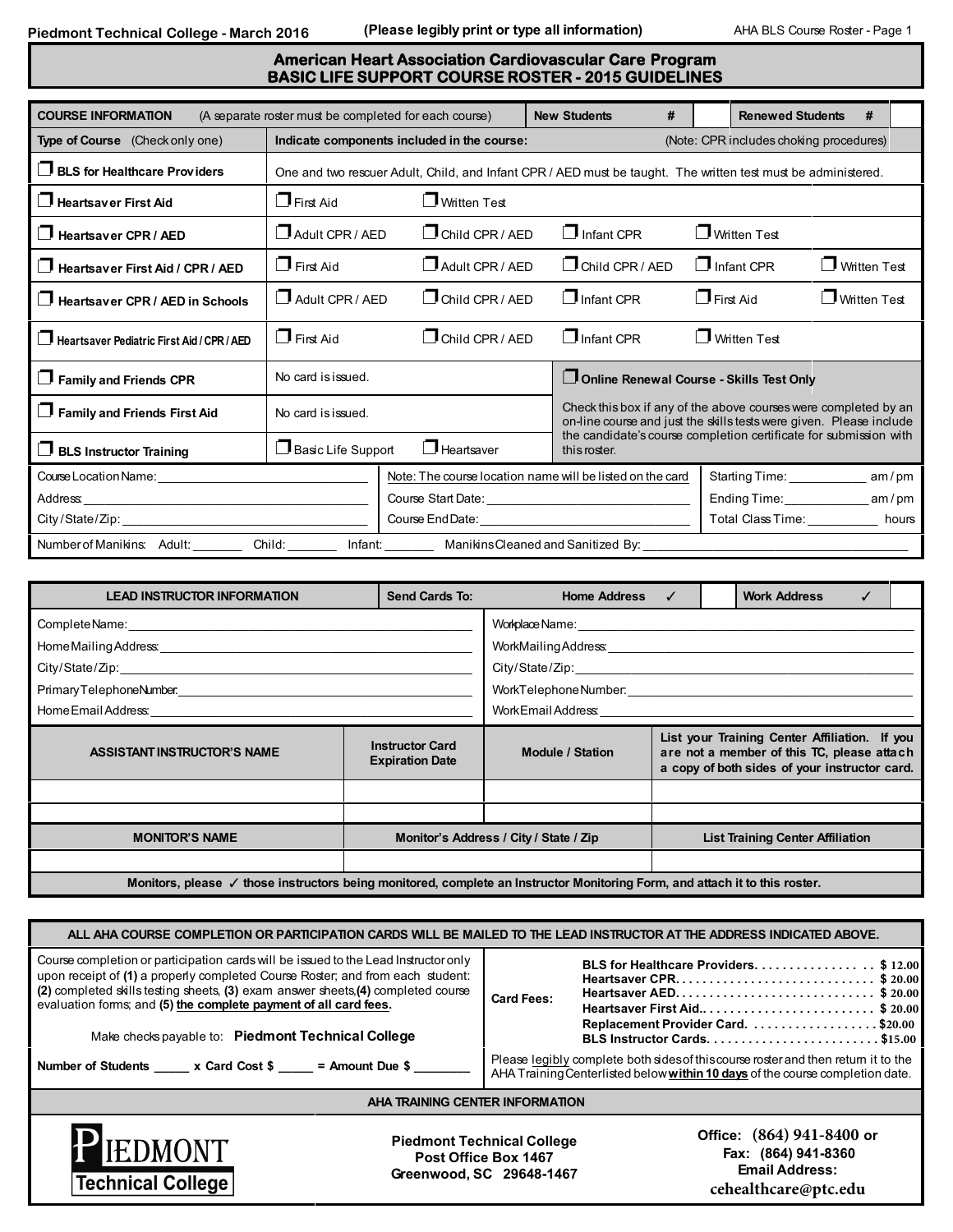(Please legibly print or type all information)

# American Heart Association Cardiovascular Care Program
## BASIC LIFE SUPPORT COURSE ROSTER - 2015 GUIDELINES

| **COURSE INFORMATION** (A separate roster must be completed for each course) | **New Students #** | | **Renewed Students #** | |
|---|---|---|---|---|

| **Type of Course** (Check only one) | **Indicate components included in the course:** (Note: CPR includes choking procedures) | | | | |
|---|---|---|---|---|---|
| ❒ **BLS for Healthcare Providers** | One and two rescuer Adult, Child, and Infant CPR / AED must be taught. The written test must be administered. | | | | |
| ❒ **Heartsaver First Aid** | ❒ First Aid | ❒ Written Test | | | |
| ❒ **Heartsaver CPR / AED** | ❒ Adult CPR / AED | ❒ Child CPR / AED | ❒ Infant CPR | ❒ Written Test | |
| ❒ **Heartsaver First Aid / CPR / AED** | ❒ First Aid | ❒ Adult CPR / AED | ❒ Child CPR / AED | ❒ Infant CPR | ❒ Written Test |
| ❒ **Heartsaver CPR / AED in Schools** | ❒ Adult CPR / AED | ❒ Child CPR / AED | ❒ Infant CPR | ❒ First Aid | ❒ Written Test |
| ❒ **Heartsaver Pediatric First Aid / CPR / AED** | ❒ First Aid | ❒ Child CPR / AED | ❒ Infant CPR | ❒ Written Test | |
| ❒ **Family and Friends CPR** | No card is issued. | | ❒ **Online Renewal Course - Skills Test Only** | | |
| ❒ **Family and Friends First Aid** | No card is issued. | | Check this box if any of the above courses were completed by an on-line course and just the skills tests were given. Please include the candidate's course completion certificate for submission with this roster. | | |
| ❒ **BLS Instructor Training** | ❒ Basic Life Support | ❒ Heartsaver | | | |

| | | |
|---|---|---|
| Course Location Name: ____________________ | Note: The course location name will be listed on the card | Starting Time: __________ am / pm |
| Address: ____________________ | Course Start Date: ____________________ | Ending Time: __________ am / pm |
| City / State / Zip: ____________________ | Course End Date: ____________________ | Total Class Time: __________ hours |

Number of Manikins: Adult: _______ Child: _______ Infant: _______ Manikins Cleaned and Sanitized By: ____________________

| **LEAD INSTRUCTOR INFORMATION** | **Send Cards To:** **Home Address** ✓ | | **Work Address** ✓ | |
|---|---|---|---|---|

| | |
|---|---|
| Complete Name: ____________________ | Workplace Name: ____________________ |
| Home Mailing Address: ____________________ | Work Mailing Address: ____________________ |
| City / State / Zip: ____________________ | City / State / Zip: ____________________ |
| Primary Telephone Number: ____________________ | Work Telephone Number: ____________________ |
| Home Email Address: ____________________ | Work Email Address: ____________________ |

| **ASSISTANT INSTRUCTOR'S NAME** | **Instructor Card Expiration Date** | **Module / Station** | **List your Training Center Affiliation. If you are not a member of this TC, please attach a copy of both sides of your instructor card.** |
|---|---|---|---|
| | | | |
| | | | |

| **MONITOR'S NAME** | **Monitor's Address / City / State / Zip** | **List Training Center Affiliation** |
|---|---|---|
| | | |

**Monitors, please ✓ those instructors being monitored, complete an Instructor Monitoring Form, and attach it to this roster.**

**ALL AHA COURSE COMPLETION OR PARTICIPATION CARDS WILL BE MAILED TO THE LEAD INSTRUCTOR AT THE ADDRESS INDICATED ABOVE.**

Course completion or participation cards will be issued to the Lead Instructor only upon receipt of **(1)** a properly completed Course Roster; and from each student: **(2)** completed skills testing sheets, **(3)** exam answer sheets, **(4)** completed course evaluation forms; and **(5)** **the complete payment of all card fees.**

Make checks payable to: **Piedmont Technical College**

**Number of Students _____ x Card Cost $ _____ = Amount Due $ ________**

**Card Fees:**

| | |
|---|---|
| **BLS for Healthcare Providers** | **$ 12.00** |
| **Heartsaver CPR** | **$ 20.00** |
| **Heartsaver AED** | **$ 20.00** |
| **Heartsaver First Aid** | **$ 20.00** |
| **Replacement Provider Card** | **$20.00** |
| **BLS Instructor Cards** | **$15.00** |

Please legibly complete both sides of this course roster and then return it to the AHA Training Center listed below **within 10 days** of the course completion date.

**AHA TRAINING CENTER INFORMATION**

**Piedmont Technical College**
**Post Office Box 1467**
**Greenwood, SC 29648-1467**

**Office: (864) 941-8400 or**
**Fax: (864) 941-8360**
**Email Address:**
**cehealthcare@ptc.edu**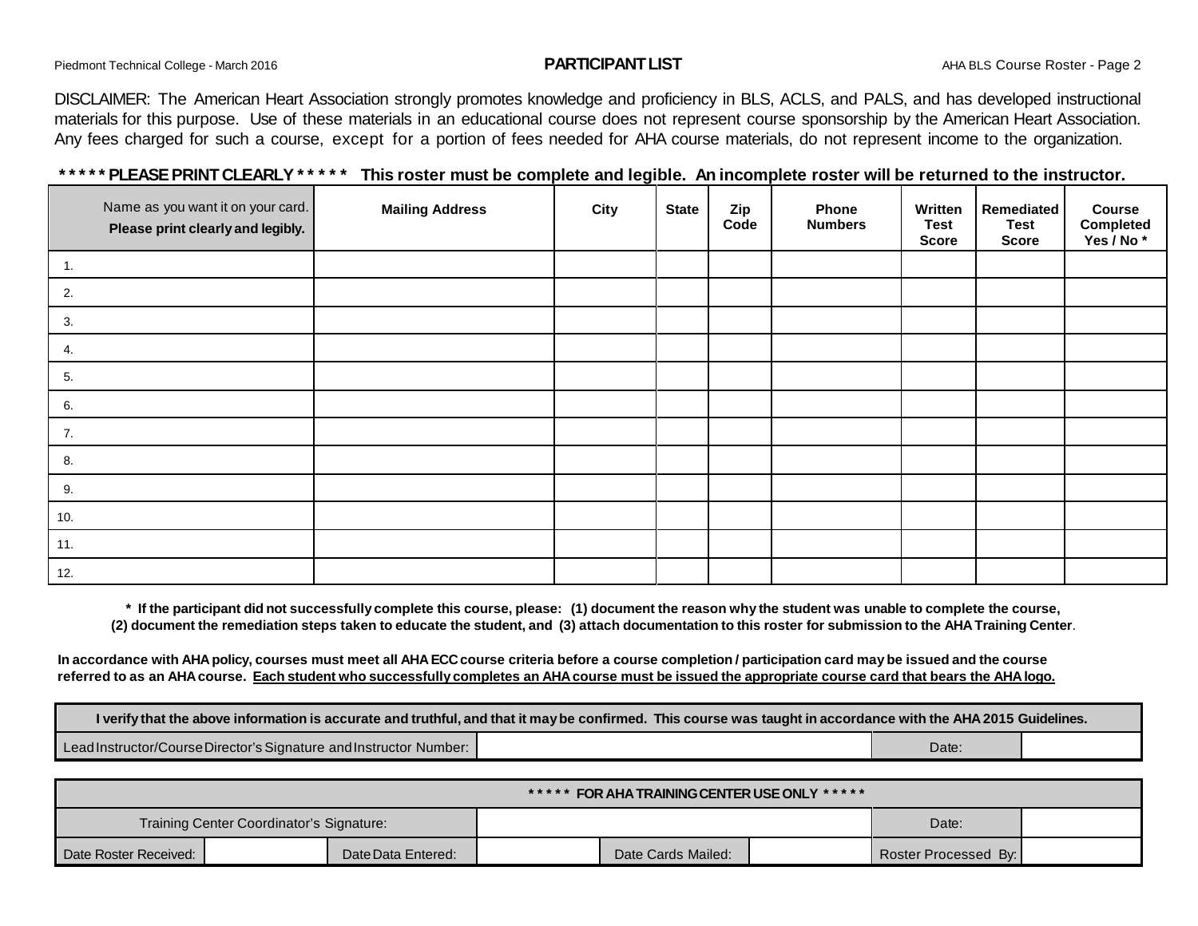## PARTICIPANT LIST

DISCLAIMER: The American Heart Association strongly promotes knowledge and proficiency in BLS, ACLS, and PALS, and has developed instructional materials for this purpose. Use of these materials in an educational course does not represent course sponsorship by the American Heart Association. Any fees charged for such a course, except for a portion of fees needed for AHA course materials, do not represent income to the organization.

**\* \* \* \* \* PLEASE PRINT CLEARLY \* \* \* \* \*   This roster must be complete and legible. An incomplete roster will be returned to the instructor.**

| Name as you want it on your card. **Please print clearly and legibly.** | **Mailing Address** | **City** | **State** | **Zip Code** | **Phone Numbers** | **Written Test Score** | **Remediated Test Score** | **Course Completed Yes / No \*** |
|---|---|---|---|---|---|---|---|---|
| 1. | | | | | | | | |
| 2. | | | | | | | | |
| 3. | | | | | | | | |
| 4. | | | | | | | | |
| 5. | | | | | | | | |
| 6. | | | | | | | | |
| 7. | | | | | | | | |
| 8. | | | | | | | | |
| 9. | | | | | | | | |
| 10. | | | | | | | | |
| 11. | | | | | | | | |
| 12. | | | | | | | | |

**\* If the participant did not successfully complete this course, please: (1) document the reason why the student was unable to complete the course, (2) document the remediation steps taken to educate the student, and (3) attach documentation to this roster for submission to the AHA Training Center.**

**In accordance with AHA policy, courses must meet all AHA ECC course criteria before a course completion / participation card may be issued and the course referred to as an AHA course. <u>Each student who successfully completes an AHA course must be issued the appropriate course card that bears the AHA logo.</u>**

| **I verify that the above information is accurate and truthful, and that it may be confirmed. This course was taught in accordance with the AHA 2015 Guidelines.** | | | |
|---|---|---|---|
| Lead Instructor/Course Director's Signature and Instructor Number: | | Date: | |

| **\* \* \* \* \* FOR AHA TRAINING CENTER USE ONLY \* \* \* \* \*** | | | | | | | |
|---|---|---|---|---|---|---|---|
| Training Center Coordinator's Signature: | | | | | | Date: | |
| Date Roster Received: | | Date Data Entered: | | Date Cards Mailed: | | Roster Processed By: | |